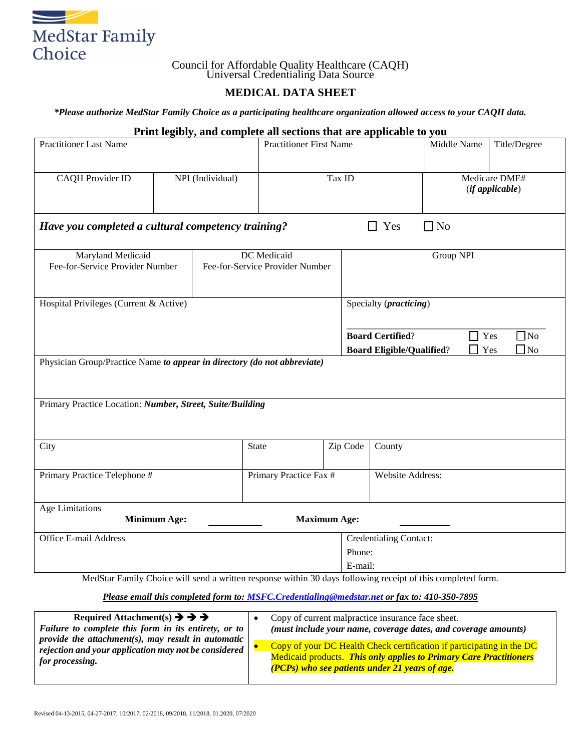MedStar Family Choice

Council for Affordable Quality Healthcare (CAQH)
Universal Credentialing Data Source

## MEDICAL DATA SHEET

***Please authorize MedStar Family Choice as a participating healthcare organization allowed access to your CAQH data.***

**Print legibly, and complete all sections that are applicable to you**

| Practitioner Last Name | Practitioner First Name | Middle Name | Title/Degree |
|---|---|---|---|
| | | | |

| CAQH Provider ID | NPI (Individual) | Tax ID | Medicare DME# (*if applicable*) |
|---|---|---|---|
| | | | |

***Have you completed a cultural competency training?*** ☐ Yes ☐ No

| Maryland Medicaid Fee-for-Service Provider Number | DC Medicaid Fee-for-Service Provider Number | Group NPI |
|---|---|---|
| | | |

| Hospital Privileges (Current & Active) | Specialty (***practicing***) ______________________ **Board Certified**? ☐ Yes ☐ No **Board Eligible/Qualified**? ☐ Yes ☐ No |
|---|---|
| | |

Physician Group/Practice Name ***to appear in directory (do not abbreviate)***

Primary Practice Location: ***Number, Street, Suite/Building***

| City | State | Zip Code | County |
|---|---|---|---|
| | | | |

| Primary Practice Telephone # | Primary Practice Fax # | Website Address: |
|---|---|---|
| | | |

Age Limitations
**Minimum Age:** __________ **Maximum Age:** __________

| Office E-mail Address | Credentialing Contact: Phone: E-mail: |
|---|---|
| | |

MedStar Family Choice will send a written response within 30 days following receipt of this completed form.

***Please email this completed form to: MSFC.Credentialing@medstar.net or fax to: 410-350-7895***

| **Required Attachment(s) ➔ ➔ ➔** ***Failure to complete this form in its entirety, or to provide the attachment(s), may result in automatic rejection and your application may not be considered for processing.*** | • Copy of current malpractice insurance face sheet. ***(must include your name, coverage dates, and coverage amounts)*** • Copy of your DC Health Check certification if participating in the DC Medicaid products. ***This only applies to Primary Care Practitioners (PCPs) who see patients under 21 years of age.*** |
|---|---|

Revised 04-13-2015, 04-27-2017, 10/2017, 02/2018, 09/2018, 11/2018, 01.2020, 07/2020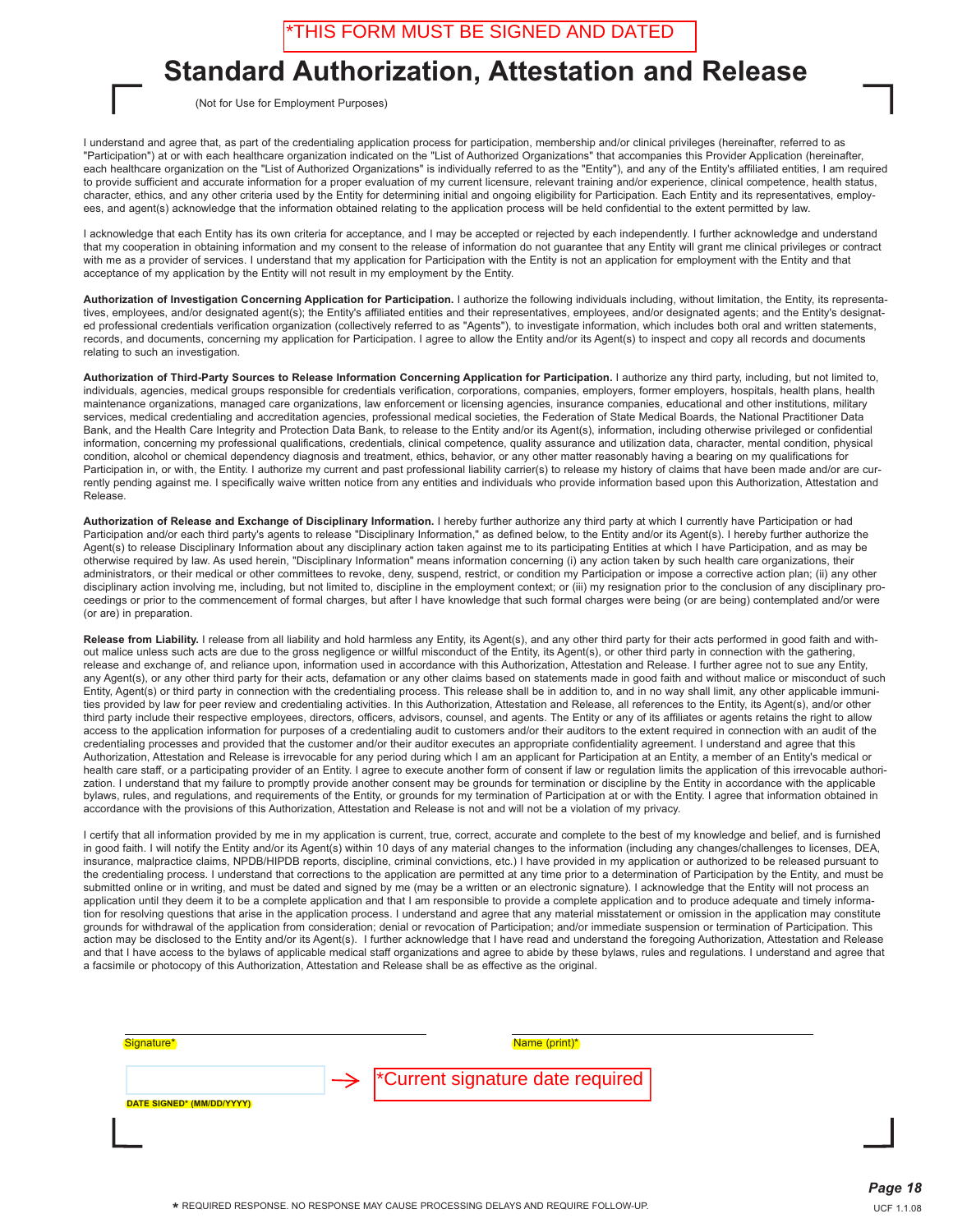*THIS FORM MUST BE SIGNED AND DATED

# Standard Authorization, Attestation and Release

(Not for Use for Employment Purposes)

I understand and agree that, as part of the credentialing application process for participation, membership and/or clinical privileges (hereinafter, referred to as "Participation") at or with each healthcare organization indicated on the "List of Authorized Organizations" that accompanies this Provider Application (hereinafter, each healthcare organization on the "List of Authorized Organizations" is individually referred to as the "Entity"), and any of the Entity's affiliated entities, I am required to provide sufficient and accurate information for a proper evaluation of my current licensure, relevant training and/or experience, clinical competence, health status, character, ethics, and any other criteria used by the Entity for determining initial and ongoing eligibility for Participation. Each Entity and its representatives, employees, and agent(s) acknowledge that the information obtained relating to the application process will be held confidential to the extent permitted by law.

I acknowledge that each Entity has its own criteria for acceptance, and I may be accepted or rejected by each independently. I further acknowledge and understand that my cooperation in obtaining information and my consent to the release of information do not guarantee that any Entity will grant me clinical privileges or contract with me as a provider of services. I understand that my application for Participation with the Entity is not an application for employment with the Entity and that acceptance of my application by the Entity will not result in my employment by the Entity.

**Authorization of Investigation Concerning Application for Participation.** I authorize the following individuals including, without limitation, the Entity, its representatives, employees, and/or designated agent(s); the Entity's affiliated entities and their representatives, employees, and/or designated agents; and the Entity's designated professional credentials verification organization (collectively referred to as "Agents"), to investigate information, which includes both oral and written statements, records, and documents, concerning my application for Participation. I agree to allow the Entity and/or its Agent(s) to inspect and copy all records and documents relating to such an investigation.

**Authorization of Third-Party Sources to Release Information Concerning Application for Participation.** I authorize any third party, including, but not limited to, individuals, agencies, medical groups responsible for credentials verification, corporations, companies, employers, former employers, hospitals, health plans, health maintenance organizations, managed care organizations, law enforcement or licensing agencies, insurance companies, educational and other institutions, military services, medical credentialing and accreditation agencies, professional medical societies, the Federation of State Medical Boards, the National Practitioner Data Bank, and the Health Care Integrity and Protection Data Bank, to release to the Entity and/or its Agent(s), information, including otherwise privileged or confidential information, concerning my professional qualifications, credentials, clinical competence, quality assurance and utilization data, character, mental condition, physical condition, alcohol or chemical dependency diagnosis and treatment, ethics, behavior, or any other matter reasonably having a bearing on my qualifications for Participation in, or with, the Entity. I authorize my current and past professional liability carrier(s) to release my history of claims that have been made and/or are currently pending against me. I specifically waive written notice from any entities and individuals who provide information based upon this Authorization, Attestation and Release.

**Authorization of Release and Exchange of Disciplinary Information.** I hereby further authorize any third party at which I currently have Participation or had Participation and/or each third party's agents to release "Disciplinary Information," as defined below, to the Entity and/or its Agent(s). I hereby further authorize the Agent(s) to release Disciplinary Information about any disciplinary action taken against me to its participating Entities at which I have Participation, and as may be otherwise required by law. As used herein, "Disciplinary Information" means information concerning (i) any action taken by such health care organizations, their administrators, or their medical or other committees to revoke, deny, suspend, restrict, or condition my Participation or impose a corrective action plan; (ii) any other disciplinary action involving me, including, but not limited to, discipline in the employment context; or (iii) my resignation prior to the conclusion of any disciplinary proceedings or prior to the commencement of formal charges, but after I have knowledge that such formal charges were being (or are being) contemplated and/or were (or are) in preparation.

**Release from Liability.** I release from all liability and hold harmless any Entity, its Agent(s), and any other third party for their acts performed in good faith and without malice unless such acts are due to the gross negligence or willful misconduct of the Entity, its Agent(s), or other third party in connection with the gathering, release and exchange of, and reliance upon, information used in accordance with this Authorization, Attestation and Release. I further agree not to sue any Entity, any Agent(s), or any other third party for their acts, defamation or any other claims based on statements made in good faith and without malice or misconduct of such Entity, Agent(s) or third party in connection with the credentialing process. This release shall be in addition to, and in no way shall limit, any other applicable immunities provided by law for peer review and credentialing activities. In this Authorization, Attestation and Release, all references to the Entity, its Agent(s), and/or other third party include their respective employees, directors, officers, advisors, counsel, and agents. The Entity or any of its affiliates or agents retains the right to allow access to the application information for purposes of a credentialing audit to customers and/or their auditors to the extent required in connection with an audit of the credentialing processes and provided that the customer and/or their auditor executes an appropriate confidentiality agreement. I understand and agree that this Authorization, Attestation and Release is irrevocable for any period during which I am an applicant for Participation at an Entity, a member of an Entity's medical or health care staff, or a participating provider of an Entity. I agree to execute another form of consent if law or regulation limits the application of this irrevocable authorization. I understand that my failure to promptly provide another consent may be grounds for termination or discipline by the Entity in accordance with the applicable bylaws, rules, and regulations, and requirements of the Entity, or grounds for my termination of Participation at or with the Entity. I agree that information obtained in accordance with the provisions of this Authorization, Attestation and Release is not and will not be a violation of my privacy.

I certify that all information provided by me in my application is current, true, correct, accurate and complete to the best of my knowledge and belief, and is furnished in good faith. I will notify the Entity and/or its Agent(s) within 10 days of any material changes to the information (including any changes/challenges to licenses, DEA, insurance, malpractice claims, NPDB/HIPDB reports, discipline, criminal convictions, etc.) I have provided in my application or authorized to be released pursuant to the credentialing process. I understand that corrections to the application are permitted at any time prior to a determination of Participation by the Entity, and must be submitted online or in writing, and must be dated and signed by me (may be a written or an electronic signature). I acknowledge that the Entity will not process an application until they deem it to be a complete application and that I am responsible to provide a complete application and to produce adequate and timely information for resolving questions that arise in the application process. I understand and agree that any material misstatement or omission in the application may constitute grounds for withdrawal of the application from consideration; denial or revocation of Participation; and/or immediate suspension or termination of Participation. This action may be disclosed to the Entity and/or its Agent(s). I further acknowledge that I have read and understand the foregoing Authorization, Attestation and Release and that I have access to the bylaws of applicable medical staff organizations and agree to abide by these bylaws, rules and regulations. I understand and agree that a facsimile or photocopy of this Authorization, Attestation and Release shall be as effective as the original.

Signature* ______________________ Name (print)* ______________________

DATE SIGNED* (MM/DD/YYYY) ______________ → *Current signature date required

* REQUIRED RESPONSE. NO RESPONSE MAY CAUSE PROCESSING DELAYS AND REQUIRE FOLLOW-UP.

UCF 1.1.08